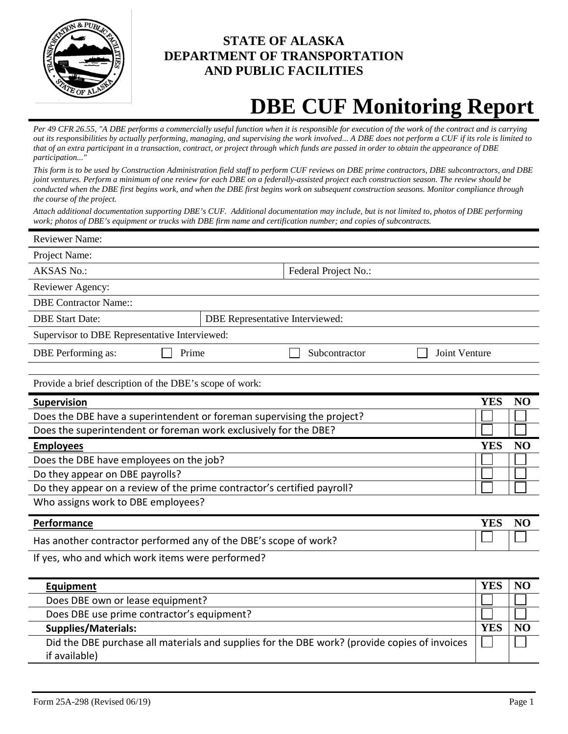**STATE OF ALASKA**
**DEPARTMENT OF TRANSPORTATION**
**AND PUBLIC FACILITIES**

# DBE CUF Monitoring Report

*Per 49 CFR 26.55, "A DBE performs a commercially useful function when it is responsible for execution of the work of the contract and is carrying out its responsibilities by actually performing, managing, and supervising the work involved... A DBE does not perform a CUF if its role is limited to that of an extra participant in a transaction, contract, or project through which funds are passed in order to obtain the appearance of DBE participation..."*

*This form is to be used by Construction Administration field staff to perform CUF reviews on DBE prime contractors, DBE subcontractors, and DBE joint ventures. Perform a minimum of one review for each DBE on a federally-assisted project each construction season. The review should be conducted when the DBE first begins work, and when the DBE first begins work on subsequent construction seasons. Monitor compliance through the course of the project.*

*Attach additional documentation supporting DBE's CUF. Additional documentation may include, but is not limited to, photos of DBE performing work; photos of DBE's equipment or trucks with DBE firm name and certification number; and copies of subcontracts.*

Reviewer Name:

Project Name:

AKSAS No.: Federal Project No.:

Reviewer Agency:

DBE Contractor Name::

DBE Start Date: DBE Representative Interviewed:

Supervisor to DBE Representative Interviewed:

DBE Performing as: ☐ Prime ☐ Subcontractor ☐ Joint Venture

Provide a brief description of the DBE's scope of work:

| **Supervision** | **YES** | **NO** |
|---|---|---|
| Does the DBE have a superintendent or foreman supervising the project? | ☐ | ☐ |
| Does the superintendent or foreman work exclusively for the DBE? | ☐ | ☐ |

| **Employees** | **YES** | **NO** |
|---|---|---|
| Does the DBE have employees on the job? | ☐ | ☐ |
| Do they appear on DBE payrolls? | ☐ | ☐ |
| Do they appear on a review of the prime contractor's certified payroll? | ☐ | ☐ |

Who assigns work to DBE employees?

| **Performance** | **YES** | **NO** |
|---|---|---|
| Has another contractor performed any of the DBE's scope of work? | ☐ | ☐ |

If yes, who and which work items were performed?

| **Equipment** | **YES** | **NO** |
|---|---|---|
| Does DBE own or lease equipment? | ☐ | ☐ |
| Does DBE use prime contractor's equipment? | ☐ | ☐ |
| **Supplies/Materials:** | **YES** | **NO** |
| Did the DBE purchase all materials and supplies for the DBE work? (provide copies of invoices if available) | ☐ | ☐ |

Form 25A-298 (Revised 06/19)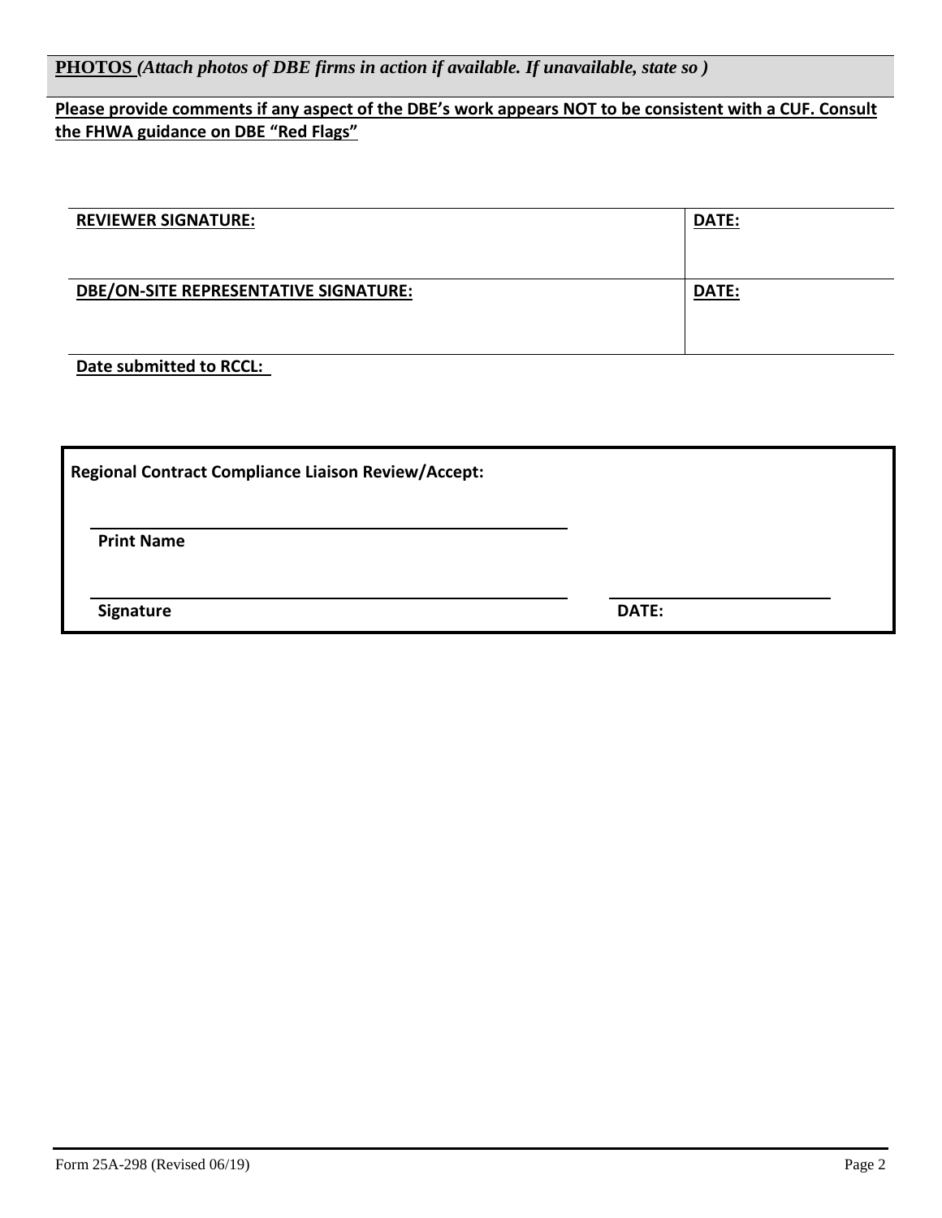**PHOTOS** *(Attach photos of DBE firms in action if available. If unavailable, state so )*

**Please provide comments if any aspect of the DBE's work appears NOT to be consistent with a CUF. Consult the FHWA guidance on DBE "Red Flags"**

| **REVIEWER SIGNATURE:** | **DATE:** |
|---|---|
| **DBE/ON-SITE REPRESENTATIVE SIGNATURE:** | **DATE:** |

**Date submitted to RCCL:**

**Regional Contract Compliance Liaison Review/Accept:**

______________________________
**Print Name**

______________________________ ____________________
**Signature** **DATE:**

Form 25A-298 (Revised 06/19)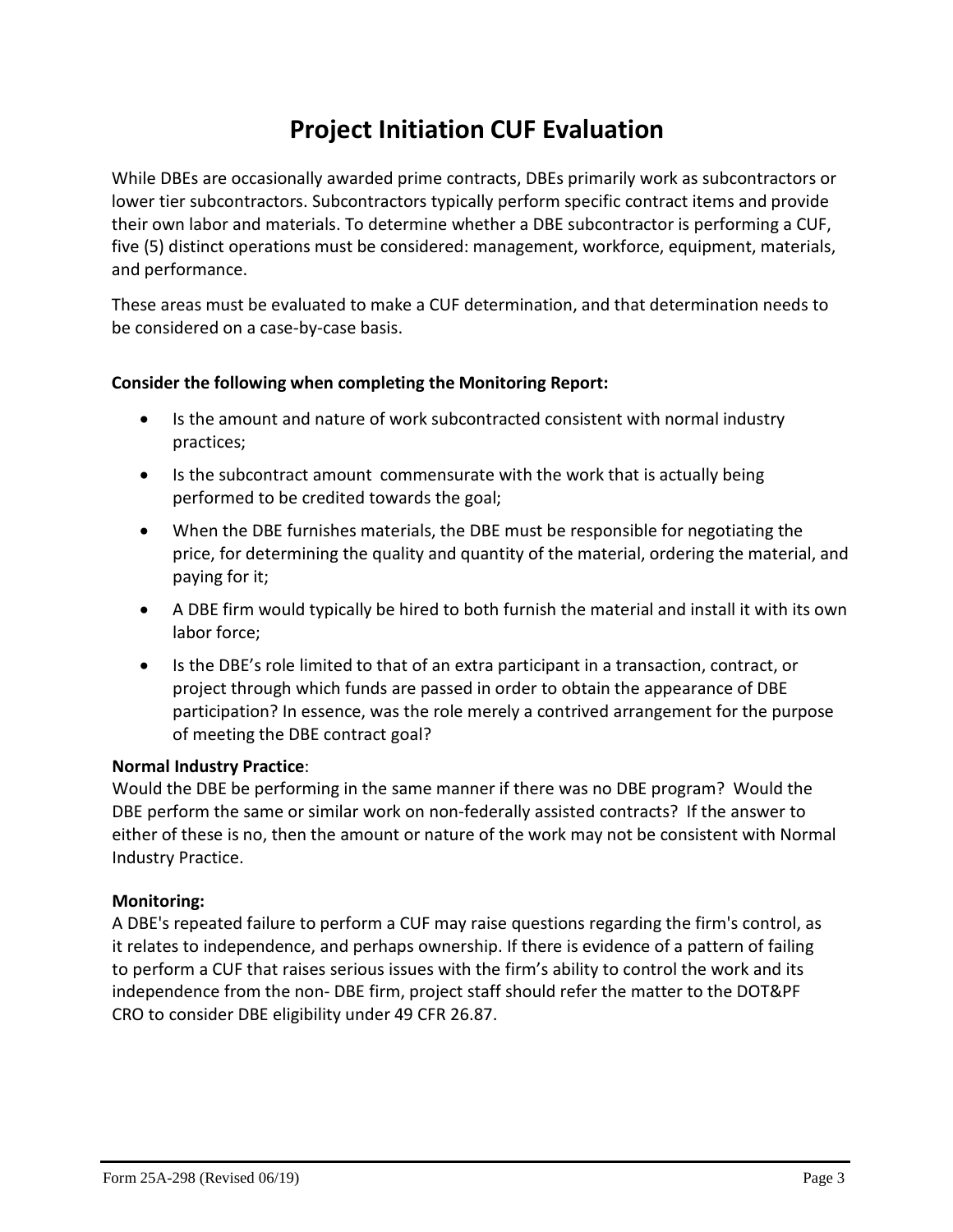# Project Initiation CUF Evaluation

While DBEs are occasionally awarded prime contracts, DBEs primarily work as subcontractors or lower tier subcontractors. Subcontractors typically perform specific contract items and provide their own labor and materials. To determine whether a DBE subcontractor is performing a CUF, five (5) distinct operations must be considered: management, workforce, equipment, materials, and performance.

These areas must be evaluated to make a CUF determination, and that determination needs to be considered on a case-by-case basis.

**Consider the following when completing the Monitoring Report:**

- Is the amount and nature of work subcontracted consistent with normal industry practices;
- Is the subcontract amount commensurate with the work that is actually being performed to be credited towards the goal;
- When the DBE furnishes materials, the DBE must be responsible for negotiating the price, for determining the quality and quantity of the material, ordering the material, and paying for it;
- A DBE firm would typically be hired to both furnish the material and install it with its own labor force;
- Is the DBE's role limited to that of an extra participant in a transaction, contract, or project through which funds are passed in order to obtain the appearance of DBE participation? In essence, was the role merely a contrived arrangement for the purpose of meeting the DBE contract goal?

**Normal Industry Practice**:
Would the DBE be performing in the same manner if there was no DBE program? Would the DBE perform the same or similar work on non-federally assisted contracts? If the answer to either of these is no, then the amount or nature of the work may not be consistent with Normal Industry Practice.

**Monitoring:**
A DBE's repeated failure to perform a CUF may raise questions regarding the firm's control, as it relates to independence, and perhaps ownership. If there is evidence of a pattern of failing to perform a CUF that raises serious issues with the firm's ability to control the work and its independence from the non- DBE firm, project staff should refer the matter to the DOT&PF CRO to consider DBE eligibility under 49 CFR 26.87.

Form 25A-298 (Revised 06/19)